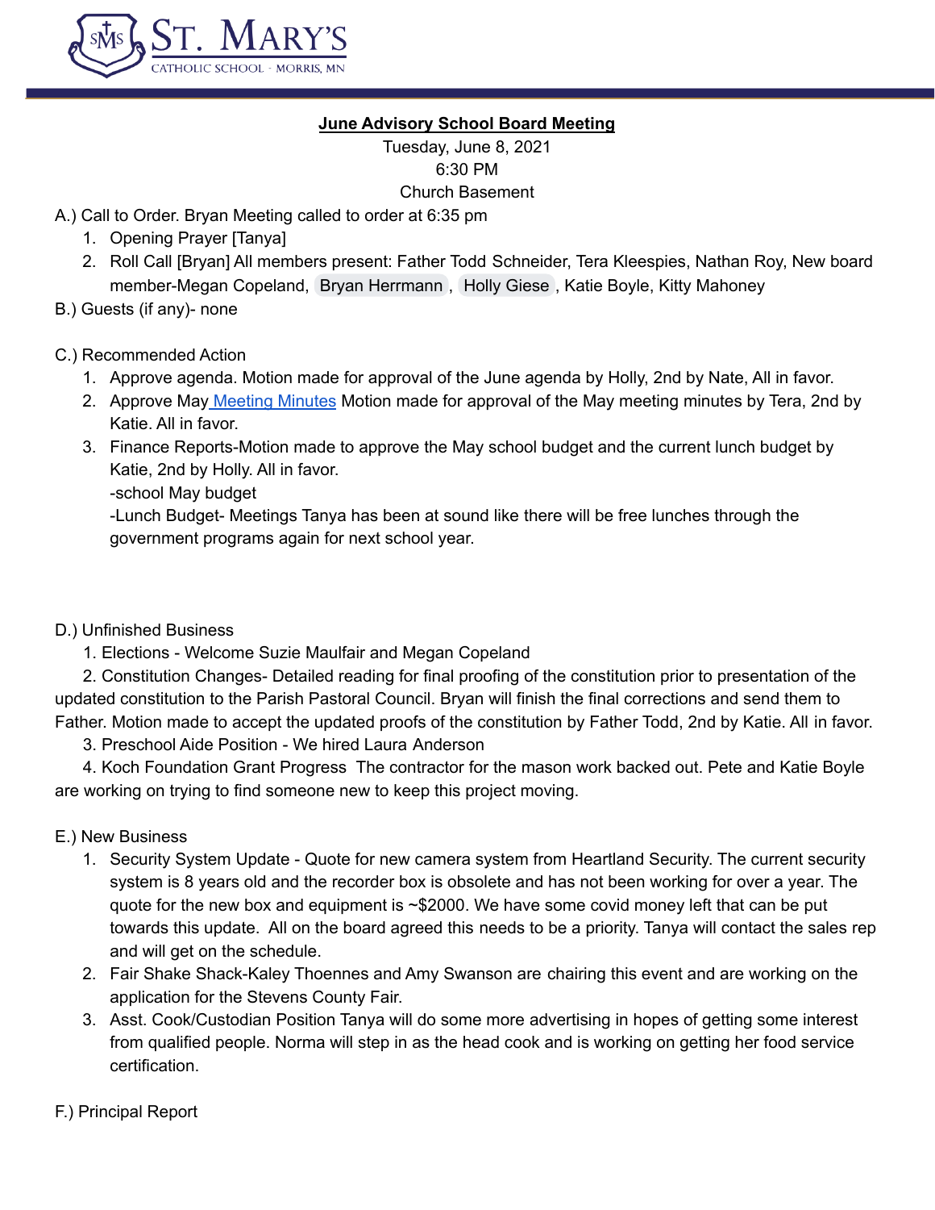**June Advisory School Board Meeting**

Tuesday, June 8, 2021

6:30 PM

Church Basement

A.) Call to Order. Bryan Meeting called to order at 6:35 pm

1. Opening Prayer [Tanya]
2. Roll Call [Bryan] All members present: Father Todd Schneider, Tera Kleespies, Nathan Roy, New board member-Megan Copeland, Bryan Herrmann, Holly Giese, Katie Boyle, Kitty Mahoney

B.) Guests (if any)- none

C.) Recommended Action

1. Approve agenda. Motion made for approval of the June agenda by Holly, 2nd by Nate, All in favor.
2. Approve May Meeting Minutes Motion made for approval of the May meeting minutes by Tera, 2nd by Katie. All in favor.
3. Finance Reports-Motion made to approve the May school budget and the current lunch budget by Katie, 2nd by Holly. All in favor.
   -school May budget
   -Lunch Budget- Meetings Tanya has been at sound like there will be free lunches through the government programs again for next school year.

D.) Unfinished Business

1. Elections - Welcome Suzie Maulfair and Megan Copeland
2. Constitution Changes- Detailed reading for final proofing of the constitution prior to presentation of the updated constitution to the Parish Pastoral Council. Bryan will finish the final corrections and send them to Father. Motion made to accept the updated proofs of the constitution by Father Todd, 2nd by Katie. All in favor.
3. Preschool Aide Position - We hired Laura Anderson
4. Koch Foundation Grant Progress The contractor for the mason work backed out. Pete and Katie Boyle are working on trying to find someone new to keep this project moving.

E.) New Business

1. Security System Update - Quote for new camera system from Heartland Security. The current security system is 8 years old and the recorder box is obsolete and has not been working for over a year. The quote for the new box and equipment is ~$2000. We have some covid money left that can be put towards this update. All on the board agreed this needs to be a priority. Tanya will contact the sales rep and will get on the schedule.
2. Fair Shake Shack-Kaley Thoennes and Amy Swanson are chairing this event and are working on the application for the Stevens County Fair.
3. Asst. Cook/Custodian Position Tanya will do some more advertising in hopes of getting some interest from qualified people. Norma will step in as the head cook and is working on getting her food service certification.

F.) Principal Report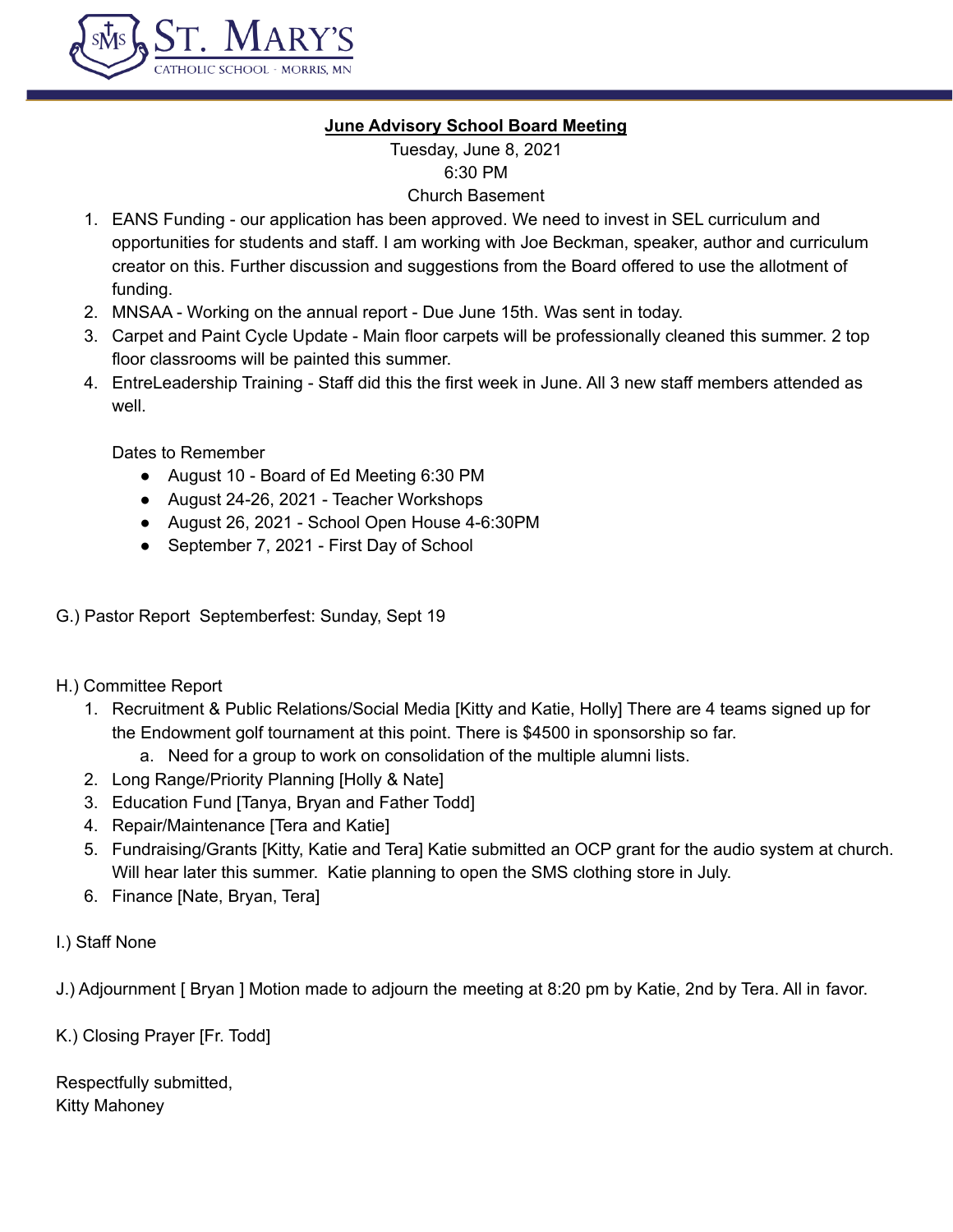**June Advisory School Board Meeting**

Tuesday, June 8, 2021
6:30 PM
Church Basement

1. EANS Funding - our application has been approved. We need to invest in SEL curriculum and opportunities for students and staff. I am working with Joe Beckman, speaker, author and curriculum creator on this. Further discussion and suggestions from the Board offered to use the allotment of funding.
2. MNSAA - Working on the annual report - Due June 15th. Was sent in today.
3. Carpet and Paint Cycle Update - Main floor carpets will be professionally cleaned this summer. 2 top floor classrooms will be painted this summer.
4. EntreLeadership Training - Staff did this the first week in June. All 3 new staff members attended as well.

Dates to Remember

- August 10 - Board of Ed Meeting 6:30 PM
- August 24-26, 2021 - Teacher Workshops
- August 26, 2021 - School Open House 4-6:30PM
- September 7, 2021 - First Day of School

G.) Pastor Report Septemberfest: Sunday, Sept 19

H.) Committee Report

1. Recruitment & Public Relations/Social Media [Kitty and Katie, Holly] There are 4 teams signed up for the Endowment golf tournament at this point. There is $4500 in sponsorship so far.
   a. Need for a group to work on consolidation of the multiple alumni lists.
2. Long Range/Priority Planning [Holly & Nate]
3. Education Fund [Tanya, Bryan and Father Todd]
4. Repair/Maintenance [Tera and Katie]
5. Fundraising/Grants [Kitty, Katie and Tera] Katie submitted an OCP grant for the audio system at church. Will hear later this summer. Katie planning to open the SMS clothing store in July.
6. Finance [Nate, Bryan, Tera]

I.) Staff None

J.) Adjournment [ Bryan ] Motion made to adjourn the meeting at 8:20 pm by Katie, 2nd by Tera. All in favor.

K.) Closing Prayer [Fr. Todd]

Respectfully submitted,
Kitty Mahoney